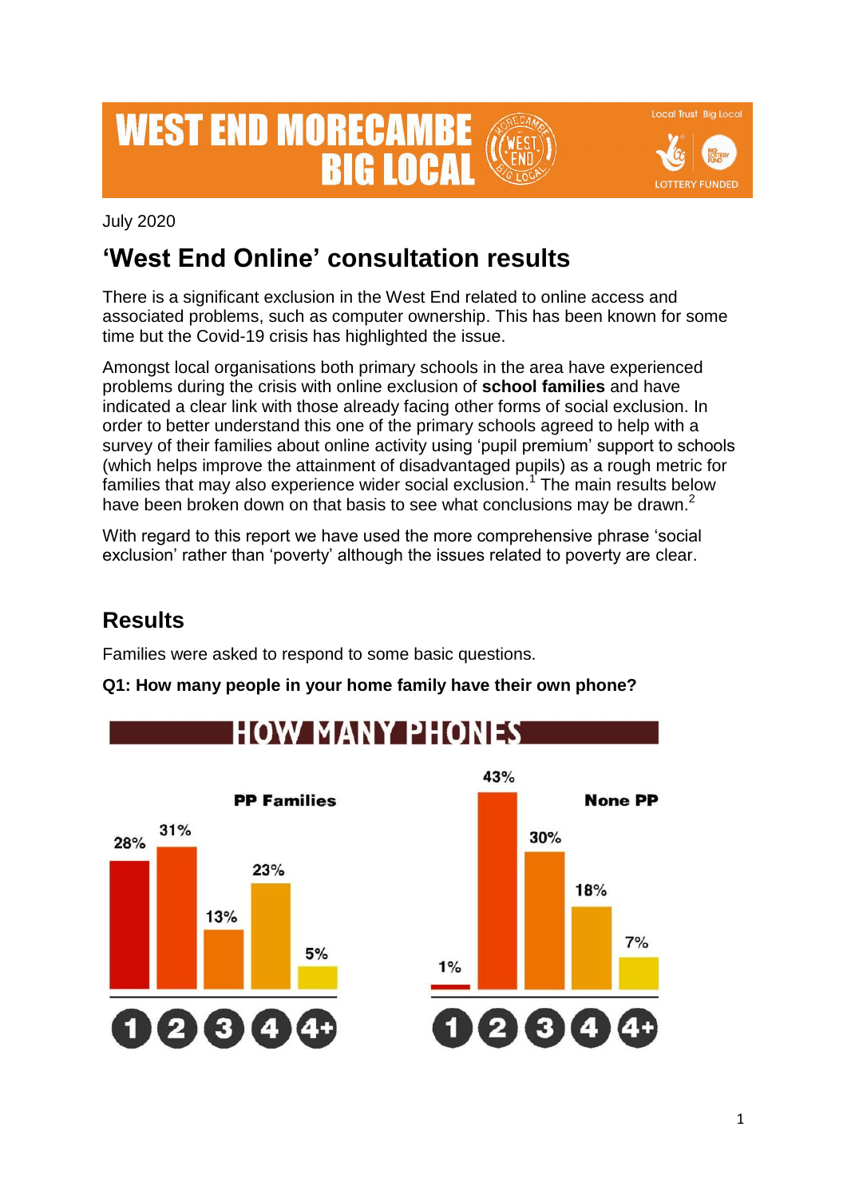# WEST END MORECAMBE BIG LOCAL

July 2020

## 'West End Online' consultation results

There is a significant exclusion in the West End related to online access and associated problems, such as computer ownership. This has been known for some time but the Covid-19 crisis has highlighted the issue.

Amongst local organisations both primary schools in the area have experienced problems during the crisis with online exclusion of **school families** and have indicated a clear link with those already facing other forms of social exclusion. In order to better understand this one of the primary schools agreed to help with a survey of their families about online activity using 'pupil premium' support to schools (which helps improve the attainment of disadvantaged pupils) as a rough metric for families that may also experience wider social exclusion.[1] The main results below have been broken down on that basis to see what conclusions may be drawn.[2]

With regard to this report we have used the more comprehensive phrase 'social exclusion' rather than 'poverty' although the issues related to poverty are clear.

## Results

Families were asked to respond to some basic questions.

**Q1: How many people in your home family have their own phone?**

HOW MANY PHONES

| Number of phones | PP Families | None PP |
|---|---|---|
| 1 | 28% | 1% |
| 2 | 31% | 43% |
| 3 | 13% | 30% |
| 4 | 23% | 18% |
| 4+ | 5% | 7% |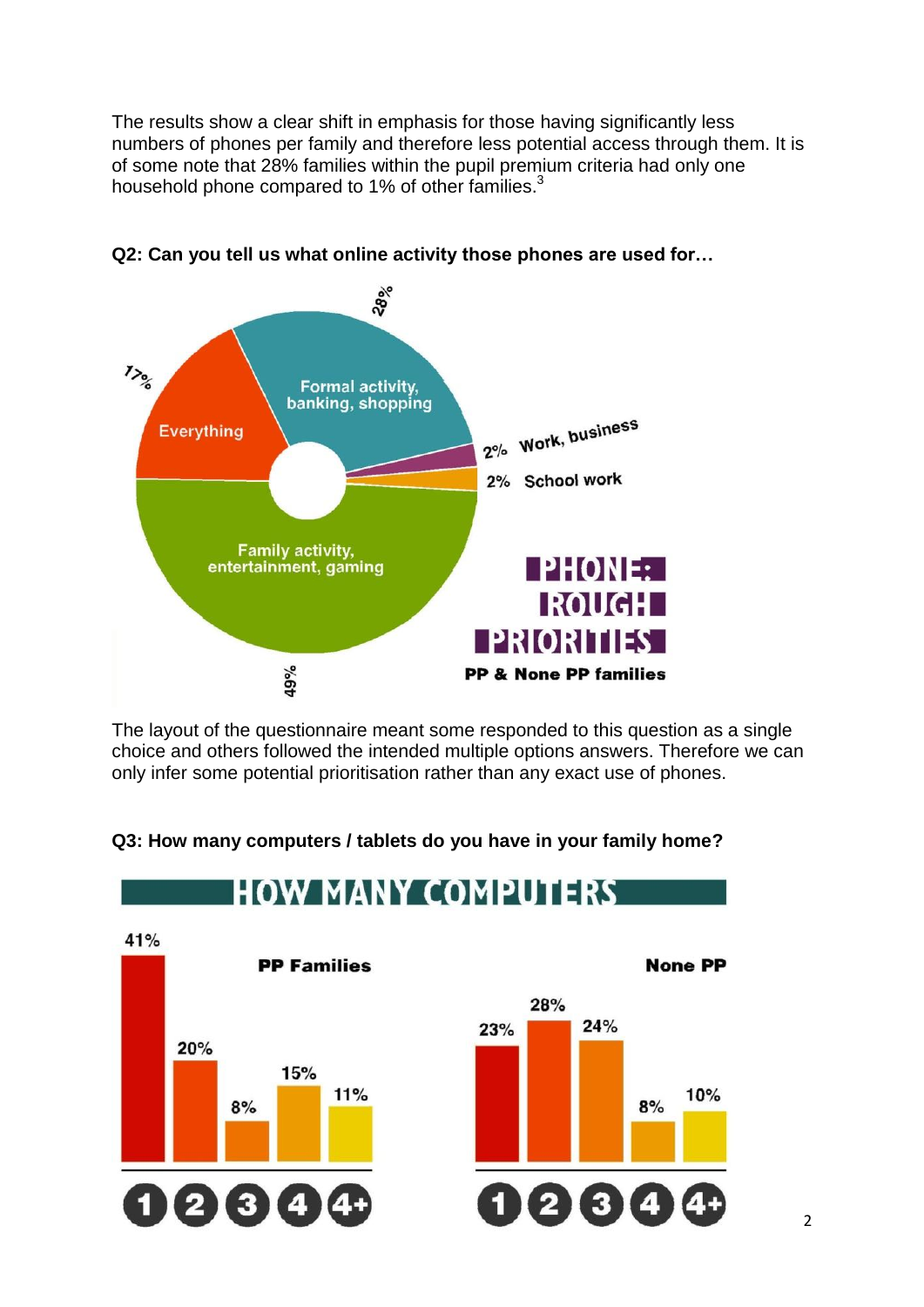The results show a clear shift in emphasis for those having significantly less numbers of phones per family and therefore less potential access through them. It is of some note that 28% families within the pupil premium criteria had only one household phone compared to 1% of other families.[3]

**Q2: Can you tell us what online activity those phones are used for…**

**PHONE: ROUGH PRIORITIES**

**PP & None PP families**

| Activity | % |
|---|---|
| Formal activity, banking, shopping | 28% |
| Everything | 17% |
| Work, business | 2% |
| School work | 2% |
| Family activity, entertainment, gaming | 49% |

The layout of the questionnaire meant some responded to this question as a single choice and others followed the intended multiple options answers. Therefore we can only infer some potential prioritisation rather than any exact use of phones.

**Q3: How many computers / tablets do you have in your family home?**

**HOW MANY COMPUTERS**

| Number | PP Families | None PP |
|---|---|---|
| 1 | 41% | 23% |
| 2 | 20% | 28% |
| 3 | 8% | 24% |
| 4 | 15% | 8% |
| 4+ | 11% | 10% |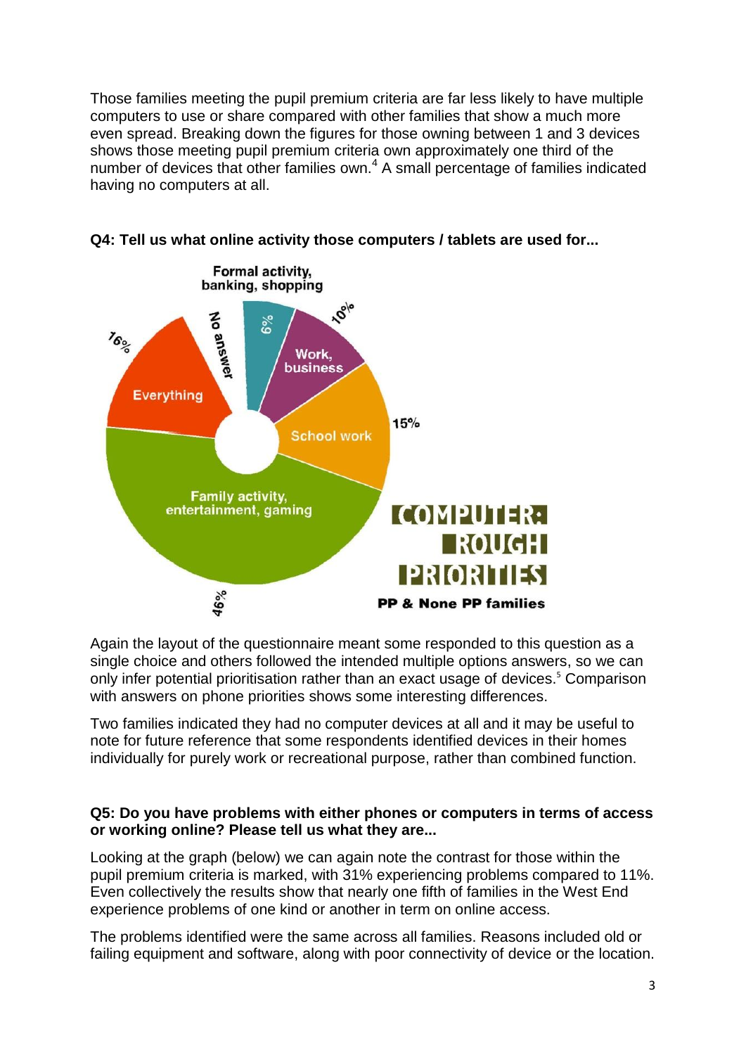Those families meeting the pupil premium criteria are far less likely to have multiple computers to use or share compared with other families that show a much more even spread. Breaking down the figures for those owning between 1 and 3 devices shows those meeting pupil premium criteria own approximately one third of the number of devices that other families own.[4] A small percentage of families indicated having no computers at all.

**Q4: Tell us what online activity those computers / tablets are used for...**

Formal activity, banking, shopping

No answer

6%

10%

Work, business

16%

Everything

15%

School work

Family activity, entertainment, gaming

46%

COMPUTER: ROUGH PRIORITIES

PP & None PP families

Again the layout of the questionnaire meant some responded to this question as a single choice and others followed the intended multiple options answers, so we can only infer potential prioritisation rather than an exact usage of devices.[5] Comparison with answers on phone priorities shows some interesting differences.

Two families indicated they had no computer devices at all and it may be useful to note for future reference that some respondents identified devices in their homes individually for purely work or recreational purpose, rather than combined function.

**Q5: Do you have problems with either phones or computers in terms of access or working online? Please tell us what they are...**

Looking at the graph (below) we can again note the contrast for those within the pupil premium criteria is marked, with 31% experiencing problems compared to 11%. Even collectively the results show that nearly one fifth of families in the West End experience problems of one kind or another in term on online access.

The problems identified were the same across all families. Reasons included old or failing equipment and software, along with poor connectivity of device or the location.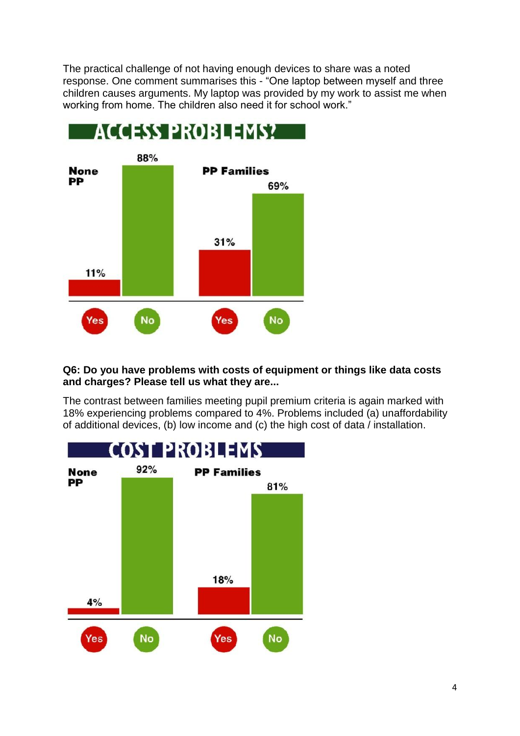The practical challenge of not having enough devices to share was a noted response. One comment summarises this - "One laptop between myself and three children causes arguments. My laptop was provided by my work to assist me when working from home. The children also need it for school work."

**ACCESS PROBLEMS?**

| | Yes | No |
|---|---|---|
| None PP | 11% | 88% |
| PP Families | 31% | 69% |

**Q6: Do you have problems with costs of equipment or things like data costs and charges? Please tell us what they are...**

The contrast between families meeting pupil premium criteria is again marked with 18% experiencing problems compared to 4%. Problems included (a) unaffordability of additional devices, (b) low income and (c) the high cost of data / installation.

**COST PROBLEMS**

| | Yes | No |
|---|---|---|
| None PP | 4% | 92% |
| PP Families | 18% | 81% |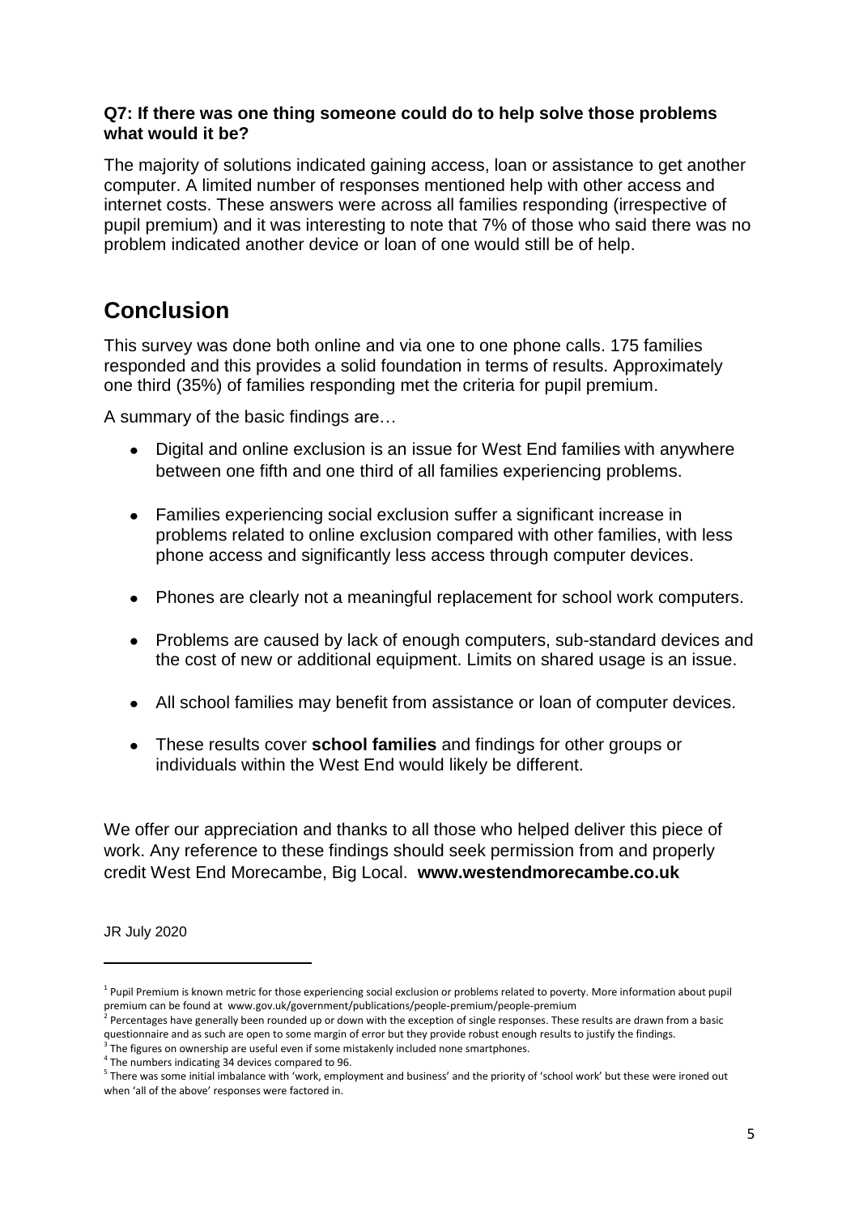**Q7: If there was one thing someone could do to help solve those problems what would it be?**

The majority of solutions indicated gaining access, loan or assistance to get another computer. A limited number of responses mentioned help with other access and internet costs. These answers were across all families responding (irrespective of pupil premium) and it was interesting to note that 7% of those who said there was no problem indicated another device or loan of one would still be of help.

## Conclusion

This survey was done both online and via one to one phone calls. 175 families responded and this provides a solid foundation in terms of results. Approximately one third (35%) of families responding met the criteria for pupil premium.

A summary of the basic findings are…

- Digital and online exclusion is an issue for West End families with anywhere between one fifth and one third of all families experiencing problems.
- Families experiencing social exclusion suffer a significant increase in problems related to online exclusion compared with other families, with less phone access and significantly less access through computer devices.
- Phones are clearly not a meaningful replacement for school work computers.
- Problems are caused by lack of enough computers, sub-standard devices and the cost of new or additional equipment. Limits on shared usage is an issue.
- All school families may benefit from assistance or loan of computer devices.
- These results cover **school families** and findings for other groups or individuals within the West End would likely be different.

We offer our appreciation and thanks to all those who helped deliver this piece of work. Any reference to these findings should seek permission from and properly credit West End Morecambe, Big Local. **www.westendmorecambe.co.uk**

JR July 2020

---

[1] Pupil Premium is known metric for those experiencing social exclusion or problems related to poverty. More information about pupil premium can be found at www.gov.uk/government/publications/people-premium/people-premium

[2] Percentages have generally been rounded up or down with the exception of single responses. These results are drawn from a basic questionnaire and as such are open to some margin of error but they provide robust enough results to justify the findings.

[3] The figures on ownership are useful even if some mistakenly included none smartphones.

[4] The numbers indicating 34 devices compared to 96.

[5] There was some initial imbalance with 'work, employment and business' and the priority of 'school work' but these were ironed out when 'all of the above' responses were factored in.